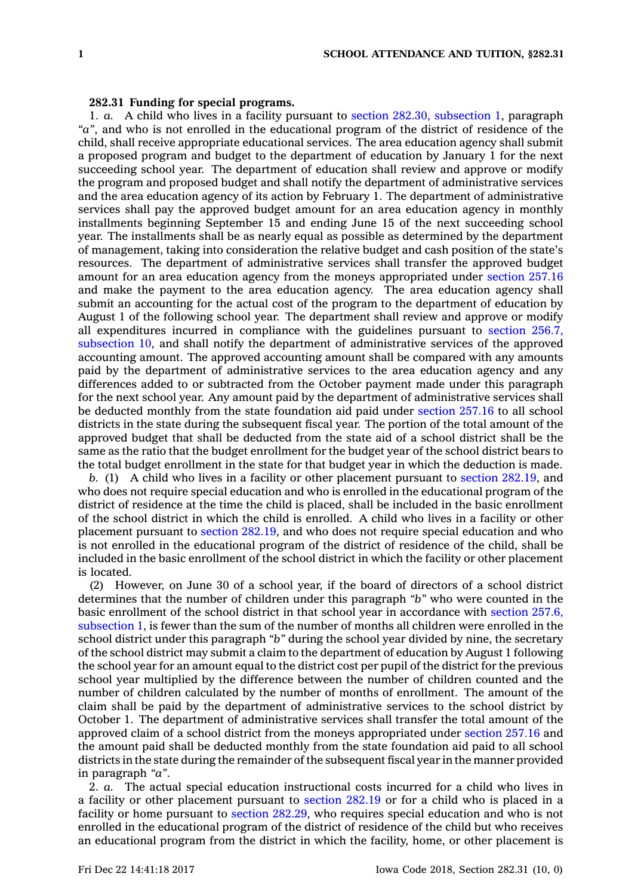**282.31 Funding for special programs.**

1. *a.* A child who lives in a facility pursuant to section 282.30, subsection 1, paragraph *"a"*, and who is not enrolled in the educational program of the district of residence of the child, shall receive appropriate educational services. The area education agency shall submit a proposed program and budget to the department of education by January 1 for the next succeeding school year. The department of education shall review and approve or modify the program and proposed budget and shall notify the department of administrative services and the area education agency of its action by February 1. The department of administrative services shall pay the approved budget amount for an area education agency in monthly installments beginning September 15 and ending June 15 of the next succeeding school year. The installments shall be as nearly equal as possible as determined by the department of management, taking into consideration the relative budget and cash position of the state's resources. The department of administrative services shall transfer the approved budget amount for an area education agency from the moneys appropriated under section 257.16 and make the payment to the area education agency. The area education agency shall submit an accounting for the actual cost of the program to the department of education by August 1 of the following school year. The department shall review and approve or modify all expenditures incurred in compliance with the guidelines pursuant to section 256.7, subsection 10, and shall notify the department of administrative services of the approved accounting amount. The approved accounting amount shall be compared with any amounts paid by the department of administrative services to the area education agency and any differences added to or subtracted from the October payment made under this paragraph for the next school year. Any amount paid by the department of administrative services shall be deducted monthly from the state foundation aid paid under section 257.16 to all school districts in the state during the subsequent fiscal year. The portion of the total amount of the approved budget that shall be deducted from the state aid of a school district shall be the same as the ratio that the budget enrollment for the budget year of the school district bears to the total budget enrollment in the state for that budget year in which the deduction is made.

*b.* (1) A child who lives in a facility or other placement pursuant to section 282.19, and who does not require special education and who is enrolled in the educational program of the district of residence at the time the child is placed, shall be included in the basic enrollment of the school district in which the child is enrolled. A child who lives in a facility or other placement pursuant to section 282.19, and who does not require special education and who is not enrolled in the educational program of the district of residence of the child, shall be included in the basic enrollment of the school district in which the facility or other placement is located.

(2) However, on June 30 of a school year, if the board of directors of a school district determines that the number of children under this paragraph *"b"* who were counted in the basic enrollment of the school district in that school year in accordance with section 257.6, subsection 1, is fewer than the sum of the number of months all children were enrolled in the school district under this paragraph *"b"* during the school year divided by nine, the secretary of the school district may submit a claim to the department of education by August 1 following the school year for an amount equal to the district cost per pupil of the district for the previous school year multiplied by the difference between the number of children counted and the number of children calculated by the number of months of enrollment. The amount of the claim shall be paid by the department of administrative services to the school district by October 1. The department of administrative services shall transfer the total amount of the approved claim of a school district from the moneys appropriated under section 257.16 and the amount paid shall be deducted monthly from the state foundation aid paid to all school districts in the state during the remainder of the subsequent fiscal year in the manner provided in paragraph *"a"*.

2. *a.* The actual special education instructional costs incurred for a child who lives in a facility or other placement pursuant to section 282.19 or for a child who is placed in a facility or home pursuant to section 282.29, who requires special education and who is not enrolled in the educational program of the district of residence of the child but who receives an educational program from the district in which the facility, home, or other placement is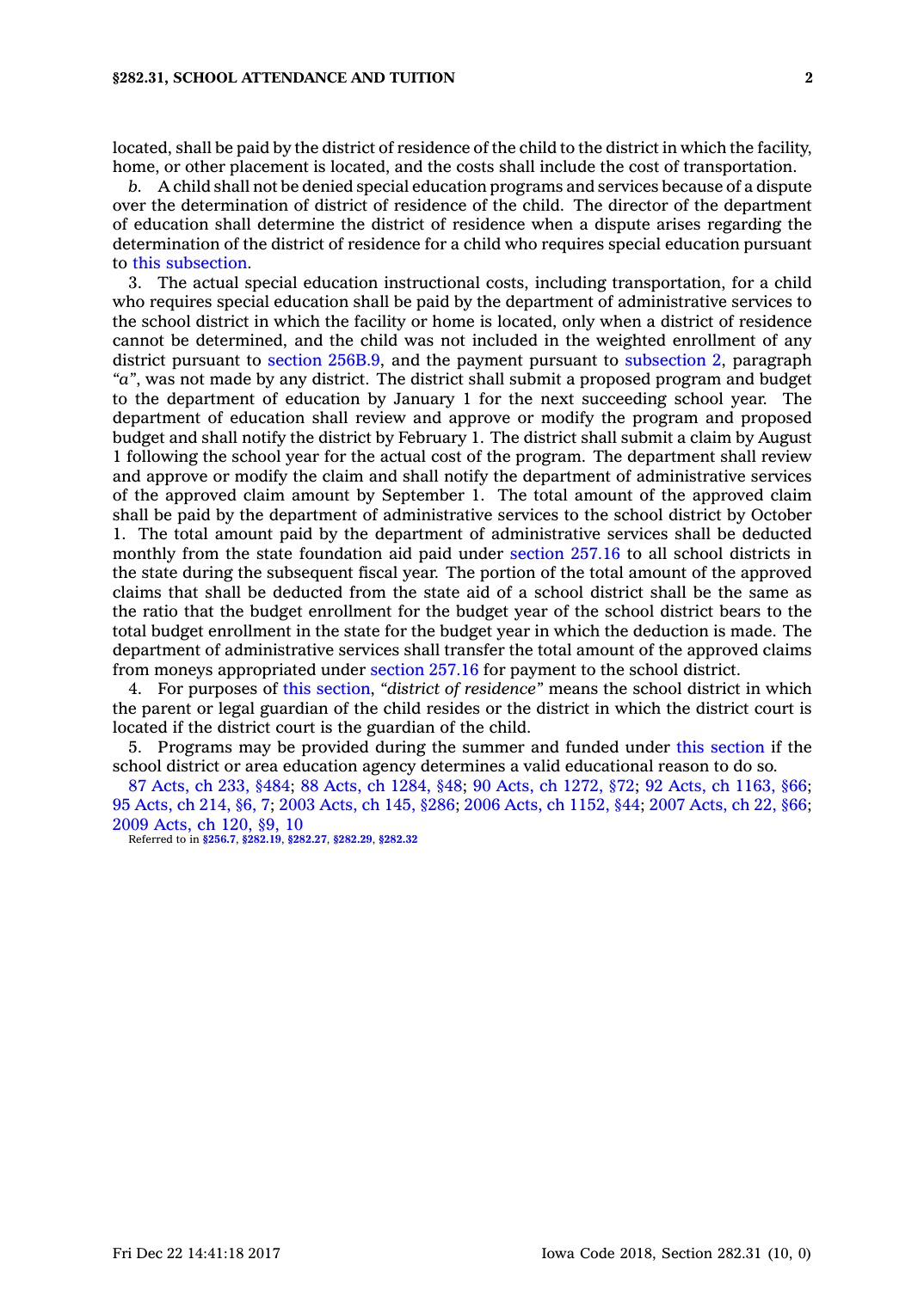located, shall be paid by the district of residence of the child to the district in which the facility, home, or other placement is located, and the costs shall include the cost of transportation.

*b.* A child shall not be denied special education programs and services because of a dispute over the determination of district of residence of the child. The director of the department of education shall determine the district of residence when a dispute arises regarding the determination of the district of residence for a child who requires special education pursuant to this subsection.

3. The actual special education instructional costs, including transportation, for a child who requires special education shall be paid by the department of administrative services to the school district in which the facility or home is located, only when a district of residence cannot be determined, and the child was not included in the weighted enrollment of any district pursuant to section 256B.9, and the payment pursuant to subsection 2, paragraph *"a"*, was not made by any district. The district shall submit a proposed program and budget to the department of education by January 1 for the next succeeding school year. The department of education shall review and approve or modify the program and proposed budget and shall notify the district by February 1. The district shall submit a claim by August 1 following the school year for the actual cost of the program. The department shall review and approve or modify the claim and shall notify the department of administrative services of the approved claim amount by September 1. The total amount of the approved claim shall be paid by the department of administrative services to the school district by October 1. The total amount paid by the department of administrative services shall be deducted monthly from the state foundation aid paid under section 257.16 to all school districts in the state during the subsequent fiscal year. The portion of the total amount of the approved claims that shall be deducted from the state aid of a school district shall be the same as the ratio that the budget enrollment for the budget year of the school district bears to the total budget enrollment in the state for the budget year in which the deduction is made. The department of administrative services shall transfer the total amount of the approved claims from moneys appropriated under section 257.16 for payment to the school district.

4. For purposes of this section, *"district of residence"* means the school district in which the parent or legal guardian of the child resides or the district in which the district court is located if the district court is the guardian of the child.

5. Programs may be provided during the summer and funded under this section if the school district or area education agency determines a valid educational reason to do so.

87 Acts, ch 233, §484; 88 Acts, ch 1284, §48; 90 Acts, ch 1272, §72; 92 Acts, ch 1163, §66; 95 Acts, ch 214, §6, 7; 2003 Acts, ch 145, §286; 2006 Acts, ch 1152, §44; 2007 Acts, ch 22, §66; 2009 Acts, ch 120, §9, 10

Referred to in **§256.7**, **§282.19**, **§282.27**, **§282.29**, **§282.32**